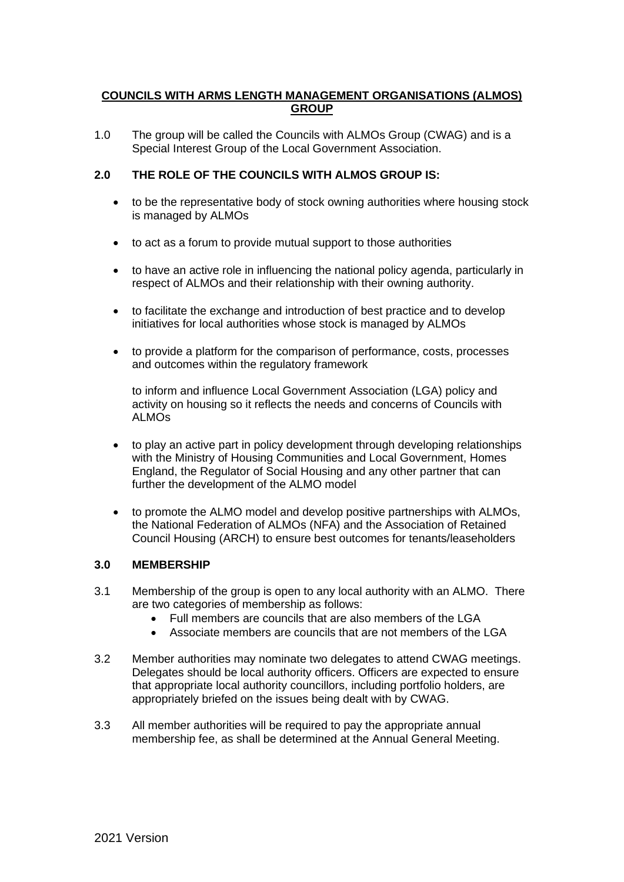# COUNCILS WITH ARMS LENGTH MANAGEMENT ORGANISATIONS (ALMOS) GROUP

1.0 The group will be called the Councils with ALMOs Group (CWAG) and is a Special Interest Group of the Local Government Association.

## 2.0 THE ROLE OF THE COUNCILS WITH ALMOS GROUP IS:

- to be the representative body of stock owning authorities where housing stock is managed by ALMOs
- to act as a forum to provide mutual support to those authorities
- to have an active role in influencing the national policy agenda, particularly in respect of ALMOs and their relationship with their owning authority.
- to facilitate the exchange and introduction of best practice and to develop initiatives for local authorities whose stock is managed by ALMOs
- to provide a platform for the comparison of performance, costs, processes and outcomes within the regulatory framework

  to inform and influence Local Government Association (LGA) policy and activity on housing so it reflects the needs and concerns of Councils with ALMOs

- to play an active part in policy development through developing relationships with the Ministry of Housing Communities and Local Government, Homes England, the Regulator of Social Housing and any other partner that can further the development of the ALMO model
- to promote the ALMO model and develop positive partnerships with ALMOs, the National Federation of ALMOs (NFA) and the Association of Retained Council Housing (ARCH) to ensure best outcomes for tenants/leaseholders

## 3.0 MEMBERSHIP

3.1 Membership of the group is open to any local authority with an ALMO. There are two categories of membership as follows:

- Full members are councils that are also members of the LGA
- Associate members are councils that are not members of the LGA

3.2 Member authorities may nominate two delegates to attend CWAG meetings. Delegates should be local authority officers. Officers are expected to ensure that appropriate local authority councillors, including portfolio holders, are appropriately briefed on the issues being dealt with by CWAG.

3.3 All member authorities will be required to pay the appropriate annual membership fee, as shall be determined at the Annual General Meeting.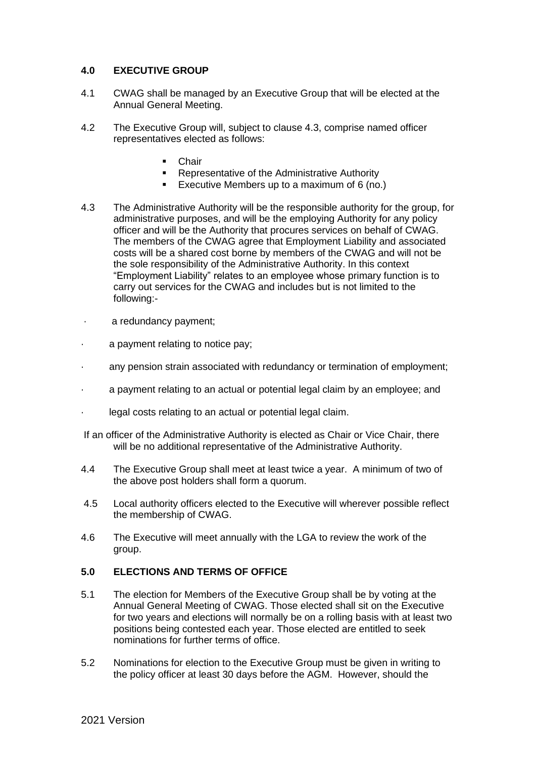## 4.0 EXECUTIVE GROUP

4.1 CWAG shall be managed by an Executive Group that will be elected at the Annual General Meeting.

4.2 The Executive Group will, subject to clause 4.3, comprise named officer representatives elected as follows:

- Chair
- Representative of the Administrative Authority
- Executive Members up to a maximum of 6 (no.)

4.3 The Administrative Authority will be the responsible authority for the group, for administrative purposes, and will be the employing Authority for any policy officer and will be the Authority that procures services on behalf of CWAG. The members of the CWAG agree that Employment Liability and associated costs will be a shared cost borne by members of the CWAG and will not be the sole responsibility of the Administrative Authority. In this context "Employment Liability" relates to an employee whose primary function is to carry out services for the CWAG and includes but is not limited to the following:-

- a redundancy payment;
- a payment relating to notice pay;
- any pension strain associated with redundancy or termination of employment;
- a payment relating to an actual or potential legal claim by an employee; and
- legal costs relating to an actual or potential legal claim.

If an officer of the Administrative Authority is elected as Chair or Vice Chair, there will be no additional representative of the Administrative Authority.

4.4 The Executive Group shall meet at least twice a year. A minimum of two of the above post holders shall form a quorum.

4.5 Local authority officers elected to the Executive will wherever possible reflect the membership of CWAG.

4.6 The Executive will meet annually with the LGA to review the work of the group.

## 5.0 ELECTIONS AND TERMS OF OFFICE

5.1 The election for Members of the Executive Group shall be by voting at the Annual General Meeting of CWAG. Those elected shall sit on the Executive for two years and elections will normally be on a rolling basis with at least two positions being contested each year. Those elected are entitled to seek nominations for further terms of office.

5.2 Nominations for election to the Executive Group must be given in writing to the policy officer at least 30 days before the AGM. However, should the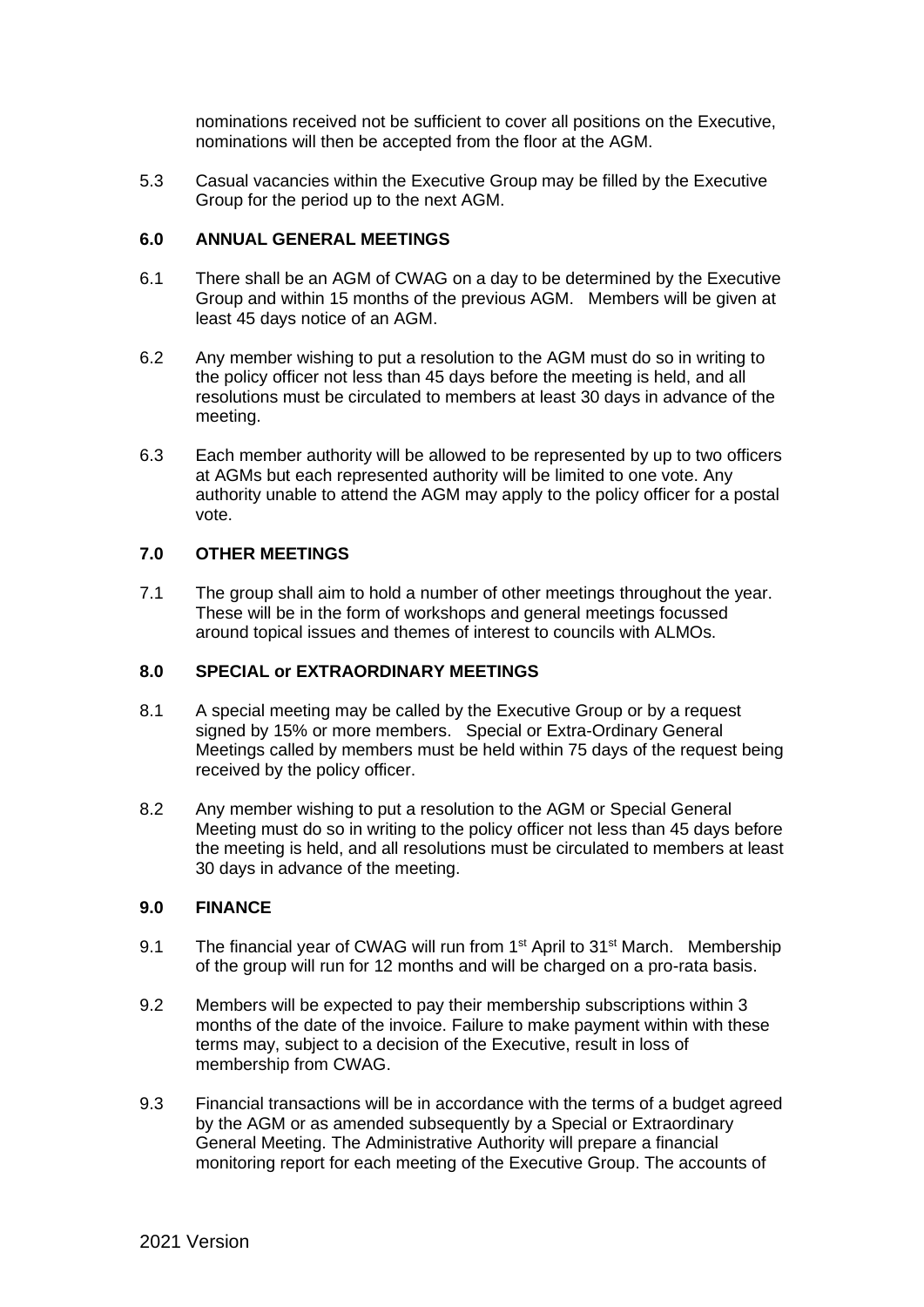nominations received not be sufficient to cover all positions on the Executive, nominations will then be accepted from the floor at the AGM.

5.3 Casual vacancies within the Executive Group may be filled by the Executive Group for the period up to the next AGM.

### 6.0 ANNUAL GENERAL MEETINGS

6.1 There shall be an AGM of CWAG on a day to be determined by the Executive Group and within 15 months of the previous AGM. Members will be given at least 45 days notice of an AGM.

6.2 Any member wishing to put a resolution to the AGM must do so in writing to the policy officer not less than 45 days before the meeting is held, and all resolutions must be circulated to members at least 30 days in advance of the meeting.

6.3 Each member authority will be allowed to be represented by up to two officers at AGMs but each represented authority will be limited to one vote. Any authority unable to attend the AGM may apply to the policy officer for a postal vote.

### 7.0 OTHER MEETINGS

7.1 The group shall aim to hold a number of other meetings throughout the year. These will be in the form of workshops and general meetings focussed around topical issues and themes of interest to councils with ALMOs.

### 8.0 SPECIAL or EXTRAORDINARY MEETINGS

8.1 A special meeting may be called by the Executive Group or by a request signed by 15% or more members. Special or Extra-Ordinary General Meetings called by members must be held within 75 days of the request being received by the policy officer.

8.2 Any member wishing to put a resolution to the AGM or Special General Meeting must do so in writing to the policy officer not less than 45 days before the meeting is held, and all resolutions must be circulated to members at least 30 days in advance of the meeting.

### 9.0 FINANCE

9.1 The financial year of CWAG will run from 1st April to 31st March. Membership of the group will run for 12 months and will be charged on a pro-rata basis.

9.2 Members will be expected to pay their membership subscriptions within 3 months of the date of the invoice. Failure to make payment within with these terms may, subject to a decision of the Executive, result in loss of membership from CWAG.

9.3 Financial transactions will be in accordance with the terms of a budget agreed by the AGM or as amended subsequently by a Special or Extraordinary General Meeting. The Administrative Authority will prepare a financial monitoring report for each meeting of the Executive Group. The accounts of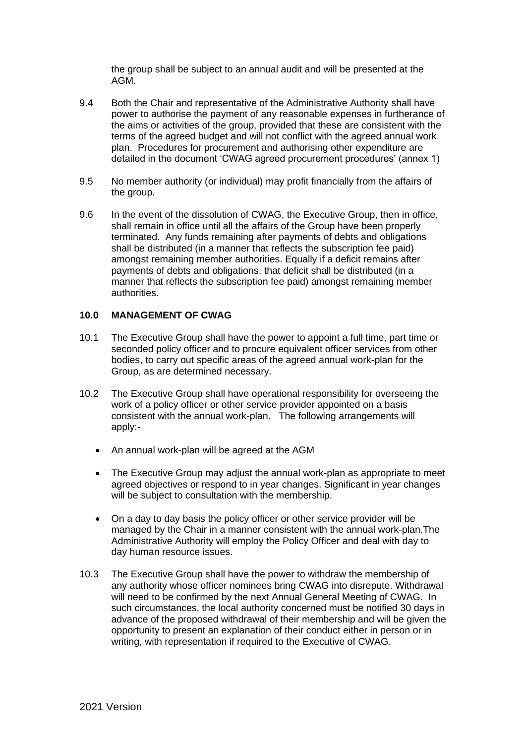the group shall be subject to an annual audit and will be presented at the AGM.

9.4 Both the Chair and representative of the Administrative Authority shall have power to authorise the payment of any reasonable expenses in furtherance of the aims or activities of the group, provided that these are consistent with the terms of the agreed budget and will not conflict with the agreed annual work plan. Procedures for procurement and authorising other expenditure are detailed in the document 'CWAG agreed procurement procedures' (annex 1)

9.5 No member authority (or individual) may profit financially from the affairs of the group.

9.6 In the event of the dissolution of CWAG, the Executive Group, then in office, shall remain in office until all the affairs of the Group have been properly terminated. Any funds remaining after payments of debts and obligations shall be distributed (in a manner that reflects the subscription fee paid) amongst remaining member authorities. Equally if a deficit remains after payments of debts and obligations, that deficit shall be distributed (in a manner that reflects the subscription fee paid) amongst remaining member authorities.

## 10.0 MANAGEMENT OF CWAG

10.1 The Executive Group shall have the power to appoint a full time, part time or seconded policy officer and to procure equivalent officer services from other bodies, to carry out specific areas of the agreed annual work-plan for the Group, as are determined necessary.

10.2 The Executive Group shall have operational responsibility for overseeing the work of a policy officer or other service provider appointed on a basis consistent with the annual work-plan. The following arrangements will apply:-

- An annual work-plan will be agreed at the AGM
- The Executive Group may adjust the annual work-plan as appropriate to meet agreed objectives or respond to in year changes. Significant in year changes will be subject to consultation with the membership.
- On a day to day basis the policy officer or other service provider will be managed by the Chair in a manner consistent with the annual work-plan.The Administrative Authority will employ the Policy Officer and deal with day to day human resource issues.

10.3 The Executive Group shall have the power to withdraw the membership of any authority whose officer nominees bring CWAG into disrepute. Withdrawal will need to be confirmed by the next Annual General Meeting of CWAG. In such circumstances, the local authority concerned must be notified 30 days in advance of the proposed withdrawal of their membership and will be given the opportunity to present an explanation of their conduct either in person or in writing, with representation if required to the Executive of CWAG.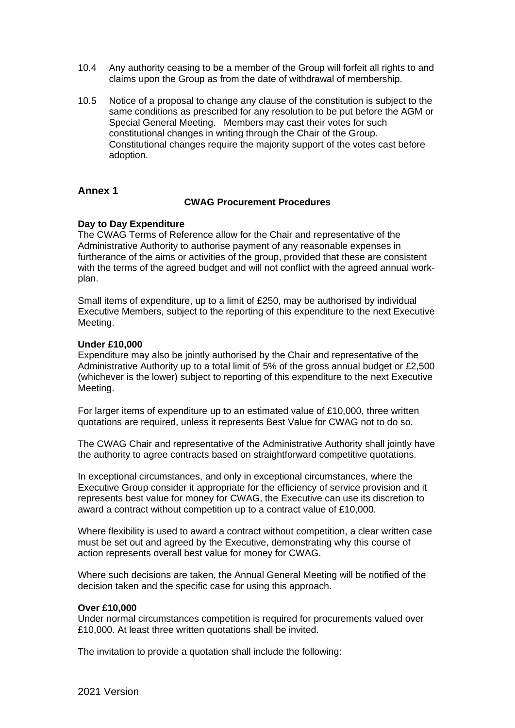10.4 Any authority ceasing to be a member of the Group will forfeit all rights to and claims upon the Group as from the date of withdrawal of membership.

10.5 Notice of a proposal to change any clause of the constitution is subject to the same conditions as prescribed for any resolution to be put before the AGM or Special General Meeting. Members may cast their votes for such constitutional changes in writing through the Chair of the Group. Constitutional changes require the majority support of the votes cast before adoption.

## Annex 1

### CWAG Procurement Procedures

**Day to Day Expenditure**

The CWAG Terms of Reference allow for the Chair and representative of the Administrative Authority to authorise payment of any reasonable expenses in furtherance of the aims or activities of the group, provided that these are consistent with the terms of the agreed budget and will not conflict with the agreed annual work-plan.

Small items of expenditure, up to a limit of £250, may be authorised by individual Executive Members, subject to the reporting of this expenditure to the next Executive Meeting.

**Under £10,000**

Expenditure may also be jointly authorised by the Chair and representative of the Administrative Authority up to a total limit of 5% of the gross annual budget or £2,500 (whichever is the lower) subject to reporting of this expenditure to the next Executive Meeting.

For larger items of expenditure up to an estimated value of £10,000, three written quotations are required, unless it represents Best Value for CWAG not to do so.

The CWAG Chair and representative of the Administrative Authority shall jointly have the authority to agree contracts based on straightforward competitive quotations.

In exceptional circumstances, and only in exceptional circumstances, where the Executive Group consider it appropriate for the efficiency of service provision and it represents best value for money for CWAG, the Executive can use its discretion to award a contract without competition up to a contract value of £10,000.

Where flexibility is used to award a contract without competition, a clear written case must be set out and agreed by the Executive, demonstrating why this course of action represents overall best value for money for CWAG.

Where such decisions are taken, the Annual General Meeting will be notified of the decision taken and the specific case for using this approach.

**Over £10,000**

Under normal circumstances competition is required for procurements valued over £10,000. At least three written quotations shall be invited.

The invitation to provide a quotation shall include the following: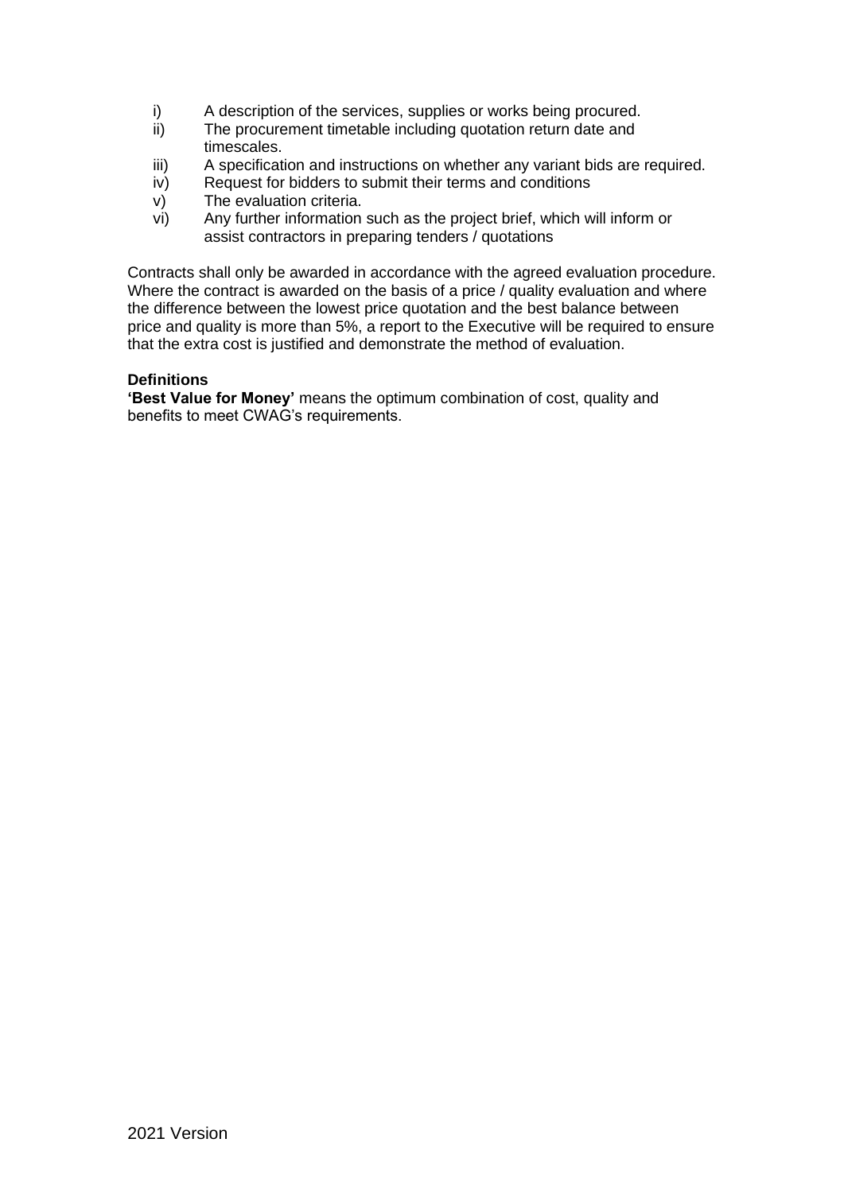i) A description of the services, supplies or works being procured.
ii) The procurement timetable including quotation return date and timescales.
iii) A specification and instructions on whether any variant bids are required.
iv) Request for bidders to submit their terms and conditions
v) The evaluation criteria.
vi) Any further information such as the project brief, which will inform or assist contractors in preparing tenders / quotations

Contracts shall only be awarded in accordance with the agreed evaluation procedure. Where the contract is awarded on the basis of a price / quality evaluation and where the difference between the lowest price quotation and the best balance between price and quality is more than 5%, a report to the Executive will be required to ensure that the extra cost is justified and demonstrate the method of evaluation.

**Definitions**

**'Best Value for Money'** means the optimum combination of cost, quality and benefits to meet CWAG's requirements.